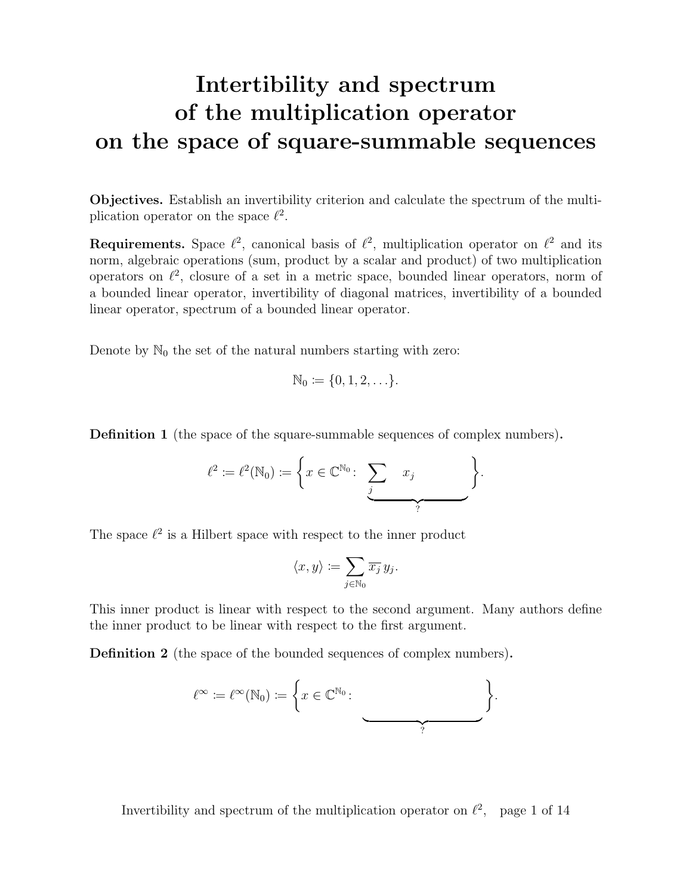# Intertibility and spectrum of the multiplication operator on the space of square-summable sequences

**Objectives.** Establish an invertibility criterion and calculate the spectrum of the multiplication operator on the space $\ell^2$.

**Requirements.** Space $\ell^2$, canonical basis of $\ell^2$, multiplication operator on $\ell^2$ and its norm, algebraic operations (sum, product by a scalar and product) of two multiplication operators on $\ell^2$, closure of a set in a metric space, bounded linear operators, norm of a bounded linear operator, invertibility of diagonal matrices, invertibility of a bounded linear operator, spectrum of a bounded linear operator.

Denote by $\mathbb{N}_0$ the set of the natural numbers starting with zero:

$$\mathbb{N}_0 := \{0, 1, 2, \ldots\}.$$

**Definition 1** (the space of the square-summable sequences of complex numbers)**.**

$$\ell^2 := \ell^2(\mathbb{N}_0) := \Bigg\{ x \in \mathbb{C}^{\mathbb{N}_0} \colon \underbrace{\sum_j \quad x_j \qquad\qquad}_{?} \Bigg\}.$$

The space $\ell^2$ is a Hilbert space with respect to the inner product

$$\langle x, y \rangle := \sum_{j \in \mathbb{N}_0} \overline{x_j}\, y_j.$$

This inner product is linear with respect to the second argument. Many authors define the inner product to be linear with respect to the first argument.

**Definition 2** (the space of the bounded sequences of complex numbers)**.**

$$\ell^\infty := \ell^\infty(\mathbb{N}_0) := \Bigg\{ x \in \mathbb{C}^{\mathbb{N}_0} \colon \underbrace{\qquad\qquad\qquad\qquad}_{?} \Bigg\}.$$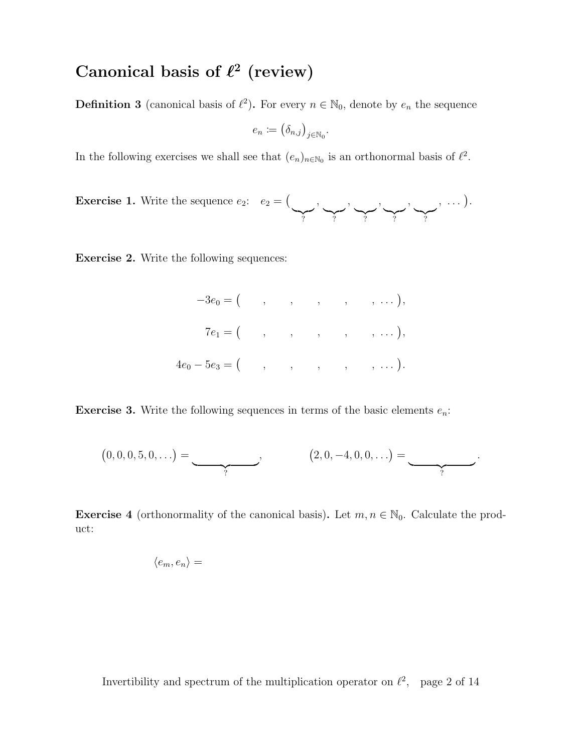# Canonical basis of $\ell^2$ (review)

**Definition 3** (canonical basis of $\ell^2$)**.** For every $n \in \mathbb{N}_0$, denote by $e_n$ the sequence

$$e_n := \big(\delta_{n,j}\big)_{j \in \mathbb{N}_0}.$$

In the following exercises we shall see that $(e_n)_{n \in \mathbb{N}_0}$ is an orthonormal basis of $\ell^2$.

**Exercise 1.** Write the sequence $e_2$: $\quad e_2 = \big(\underbrace{\quad}_{?}, \underbrace{\quad}_{?}, \underbrace{\quad}_{?}, \underbrace{\quad}_{?}, \underbrace{\quad}_{?}, \ldots\big).$

**Exercise 2.** Write the following sequences:

$$-3e_0 = \big(\quad, \quad, \quad, \quad, \quad, \ldots\big),$$

$$7e_1 = \big(\quad, \quad, \quad, \quad, \quad, \ldots\big),$$

$$4e_0 - 5e_3 = \big(\quad, \quad, \quad, \quad, \quad, \ldots\big).$$

**Exercise 3.** Write the following sequences in terms of the basic elements $e_n$:

$$\big(0, 0, 0, 5, 0, \ldots\big) = \underbrace{\qquad\qquad}_{?}, \qquad\qquad \big(2, 0, -4, 0, 0, \ldots\big) = \underbrace{\qquad\qquad}_{?}.$$

**Exercise 4** (orthonormality of the canonical basis)**.** Let $m, n \in \mathbb{N}_0$. Calculate the product:

$$\langle e_m, e_n \rangle =$$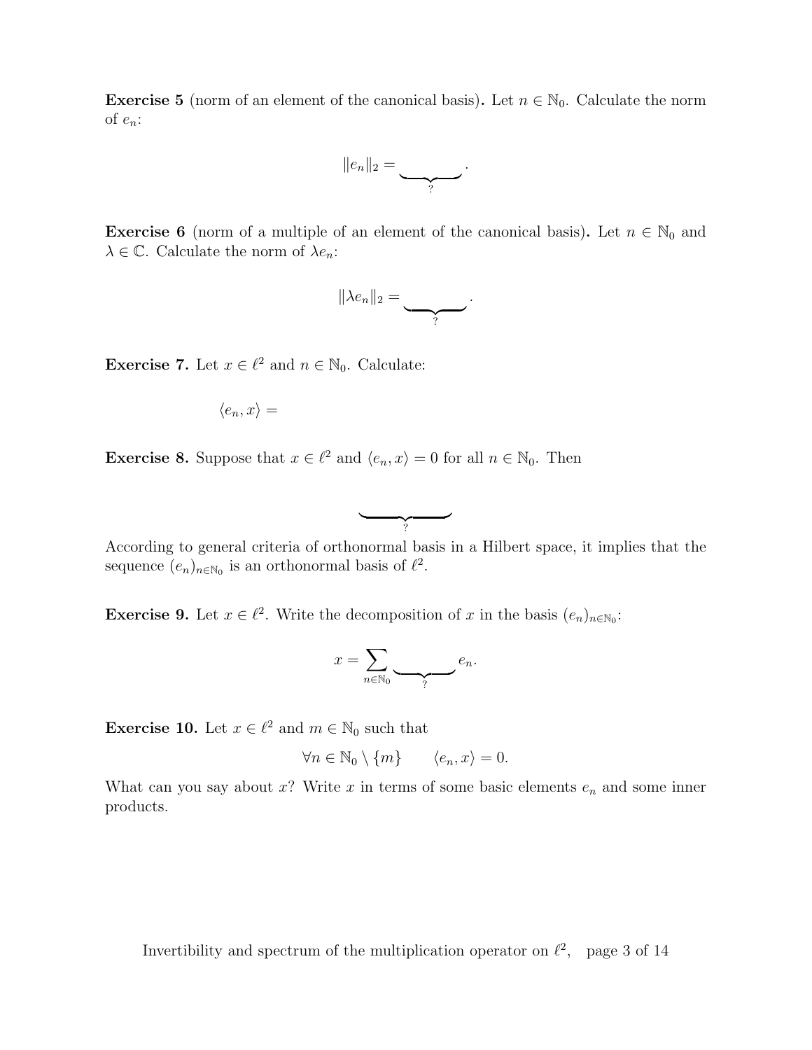**Exercise 5** (norm of an element of the canonical basis). Let $n \in \mathbb{N}_0$. Calculate the norm of $e_n$:

$$\|e_n\|_2 = \underbrace{\qquad\quad}_{?}.$$

**Exercise 6** (norm of a multiple of an element of the canonical basis). Let $n \in \mathbb{N}_0$ and $\lambda \in \mathbb{C}$. Calculate the norm of $\lambda e_n$:

$$\|\lambda e_n\|_2 = \underbrace{\qquad\quad}_{?}.$$

**Exercise 7.** Let $x \in \ell^2$ and $n \in \mathbb{N}_0$. Calculate:

$$\langle e_n, x \rangle =$$

**Exercise 8.** Suppose that $x \in \ell^2$ and $\langle e_n, x \rangle = 0$ for all $n \in \mathbb{N}_0$. Then

$$\underbrace{\qquad\qquad\quad}_{?}$$

According to general criteria of orthonormal basis in a Hilbert space, it implies that the sequence $(e_n)_{n \in \mathbb{N}_0}$ is an orthonormal basis of $\ell^2$.

**Exercise 9.** Let $x \in \ell^2$. Write the decomposition of $x$ in the basis $(e_n)_{n \in \mathbb{N}_0}$:

$$x = \sum_{n \in \mathbb{N}_0} \underbrace{\qquad\quad}_{?} e_n.$$

**Exercise 10.** Let $x \in \ell^2$ and $m \in \mathbb{N}_0$ such that

$$\forall n \in \mathbb{N}_0 \setminus \{m\} \qquad \langle e_n, x \rangle = 0.$$

What can you say about $x$? Write $x$ in terms of some basic elements $e_n$ and some inner products.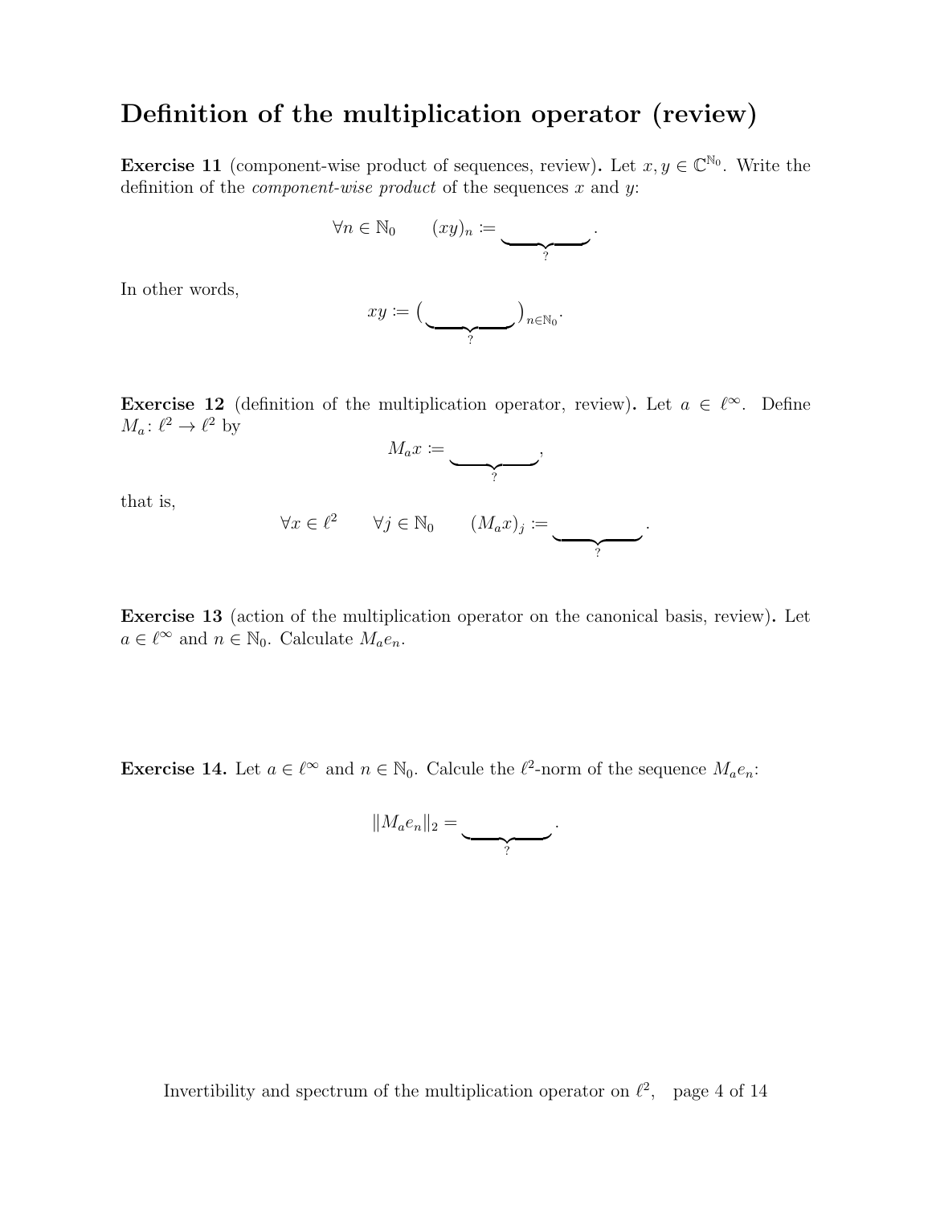# Definition of the multiplication operator (review)

**Exercise 11** (component-wise product of sequences, review)**.** Let $x, y \in \mathbb{C}^{\mathbb{N}_0}$. Write the definition of the *component-wise product* of the sequences $x$ and $y$:

$$\forall n \in \mathbb{N}_0 \qquad (xy)_n := \underbrace{\qquad\qquad}_{?}.$$

In other words,

$$xy := \big(\underbrace{\qquad\qquad}_{?}\big)_{n\in\mathbb{N}_0}.$$

**Exercise 12** (definition of the multiplication operator, review)**.** Let $a \in \ell^\infty$. Define $M_a \colon \ell^2 \to \ell^2$ by

$$M_a x := \underbrace{\qquad\qquad}_{?},$$

that is,

$$\forall x \in \ell^2 \qquad \forall j \in \mathbb{N}_0 \qquad (M_a x)_j := \underbrace{\qquad\qquad}_{?}.$$

**Exercise 13** (action of the multiplication operator on the canonical basis, review)**.** Let $a \in \ell^\infty$ and $n \in \mathbb{N}_0$. Calculate $M_a e_n$.

**Exercise 14.** Let $a \in \ell^\infty$ and $n \in \mathbb{N}_0$. Calcule the $\ell^2$-norm of the sequence $M_a e_n$:

$$\|M_a e_n\|_2 = \underbrace{\qquad\qquad}_{?}.$$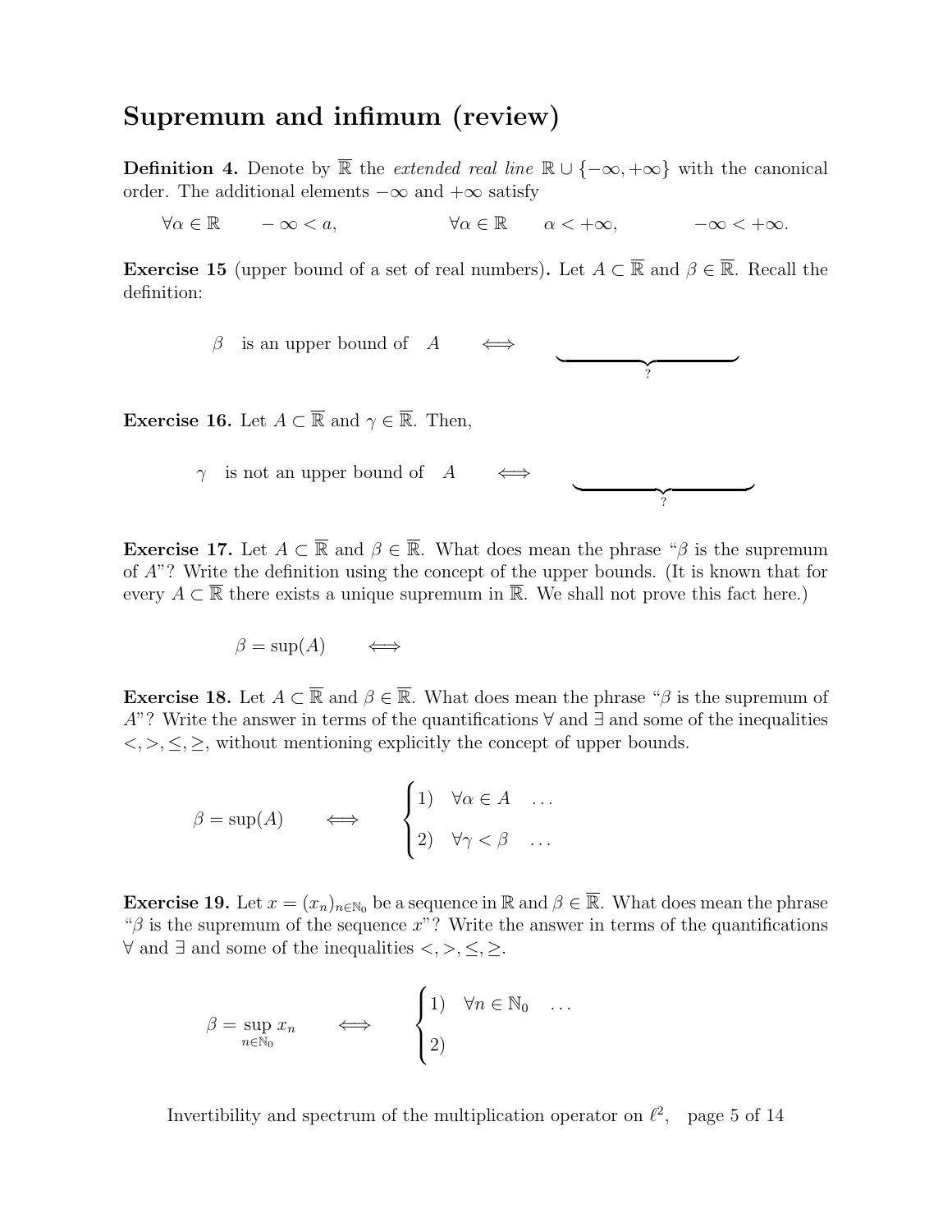## Supremum and infimum (review)

**Definition 4.** Denote by $\overline{\mathbb{R}}$ the *extended real line* $\mathbb{R} \cup \{-\infty, +\infty\}$ with the canonical order. The additional elements $-\infty$ and $+\infty$ satisfy

$$\forall \alpha \in \mathbb{R} \qquad -\infty < a, \qquad\qquad \forall \alpha \in \mathbb{R} \qquad \alpha < +\infty, \qquad\qquad -\infty < +\infty.$$

**Exercise 15** (upper bound of a set of real numbers)**.** Let $A \subset \overline{\mathbb{R}}$ and $\beta \in \overline{\mathbb{R}}$. Recall the definition:

$$\beta \quad \text{is an upper bound of} \quad A \qquad \iff \qquad \underbrace{\qquad\qquad\qquad\qquad}_{?}$$

**Exercise 16.** Let $A \subset \overline{\mathbb{R}}$ and $\gamma \in \overline{\mathbb{R}}$. Then,

$$\gamma \quad \text{is not an upper bound of} \quad A \qquad \iff \qquad \underbrace{\qquad\qquad\qquad\qquad}_{?}$$

**Exercise 17.** Let $A \subset \overline{\mathbb{R}}$ and $\beta \in \overline{\mathbb{R}}$. What does mean the phrase "$\beta$ is the supremum of $A$"? Write the definition using the concept of the upper bounds. (It is known that for every $A \subset \overline{\mathbb{R}}$ there exists a unique supremum in $\overline{\mathbb{R}}$. We shall not prove this fact here.)

$$\beta = \sup(A) \qquad \iff$$

**Exercise 18.** Let $A \subset \overline{\mathbb{R}}$ and $\beta \in \overline{\mathbb{R}}$. What does mean the phrase "$\beta$ is the supremum of $A$"? Write the answer in terms of the quantifications $\forall$ and $\exists$ and some of the inequalities $<, >, \leq, \geq$, without mentioning explicitly the concept of upper bounds.

$$\beta = \sup(A) \qquad \iff \qquad \begin{cases} 1) \quad \forall \alpha \in A \quad \ldots \\ 2) \quad \forall \gamma < \beta \quad \ldots \end{cases}$$

**Exercise 19.** Let $x = (x_n)_{n \in \mathbb{N}_0}$ be a sequence in $\mathbb{R}$ and $\beta \in \overline{\mathbb{R}}$. What does mean the phrase "$\beta$ is the supremum of the sequence $x$"? Write the answer in terms of the quantifications $\forall$ and $\exists$ and some of the inequalities $<, >, \leq, \geq$.

$$\beta = \sup_{n \in \mathbb{N}_0} x_n \qquad \iff \qquad \begin{cases} 1) \quad \forall n \in \mathbb{N}_0 \quad \ldots \\ 2) \end{cases}$$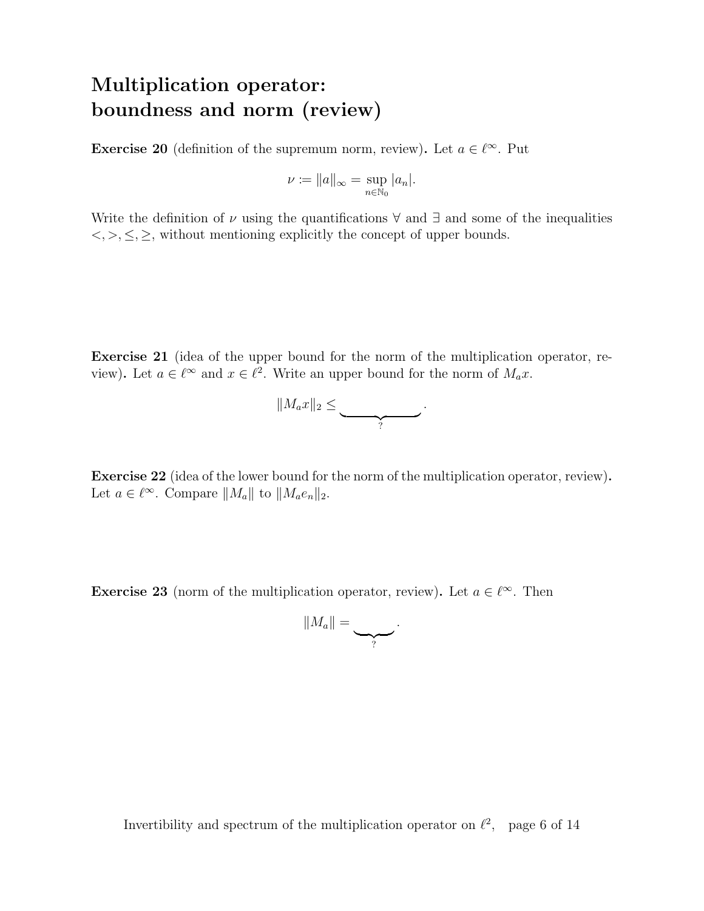# Multiplication operator: boundness and norm (review)

**Exercise 20** (definition of the supremum norm, review)**.** Let $a \in \ell^\infty$. Put

$$\nu := \|a\|_\infty = \sup_{n \in \mathbb{N}_0} |a_n|.$$

Write the definition of $\nu$ using the quantifications $\forall$ and $\exists$ and some of the inequalities $<, >, \leq, \geq$, without mentioning explicitly the concept of upper bounds.

**Exercise 21** (idea of the upper bound for the norm of the multiplication operator, review)**.** Let $a \in \ell^\infty$ and $x \in \ell^2$. Write an upper bound for the norm of $M_a x$.

$$\|M_a x\|_2 \leq \underbrace{\hspace{3cm}}_{?}.$$

**Exercise 22** (idea of the lower bound for the norm of the multiplication operator, review)**.** Let $a \in \ell^\infty$. Compare $\|M_a\|$ to $\|M_a e_n\|_2$.

**Exercise 23** (norm of the multiplication operator, review)**.** Let $a \in \ell^\infty$. Then

$$\|M_a\| = \underbrace{\hspace{1.5cm}}_{?}.$$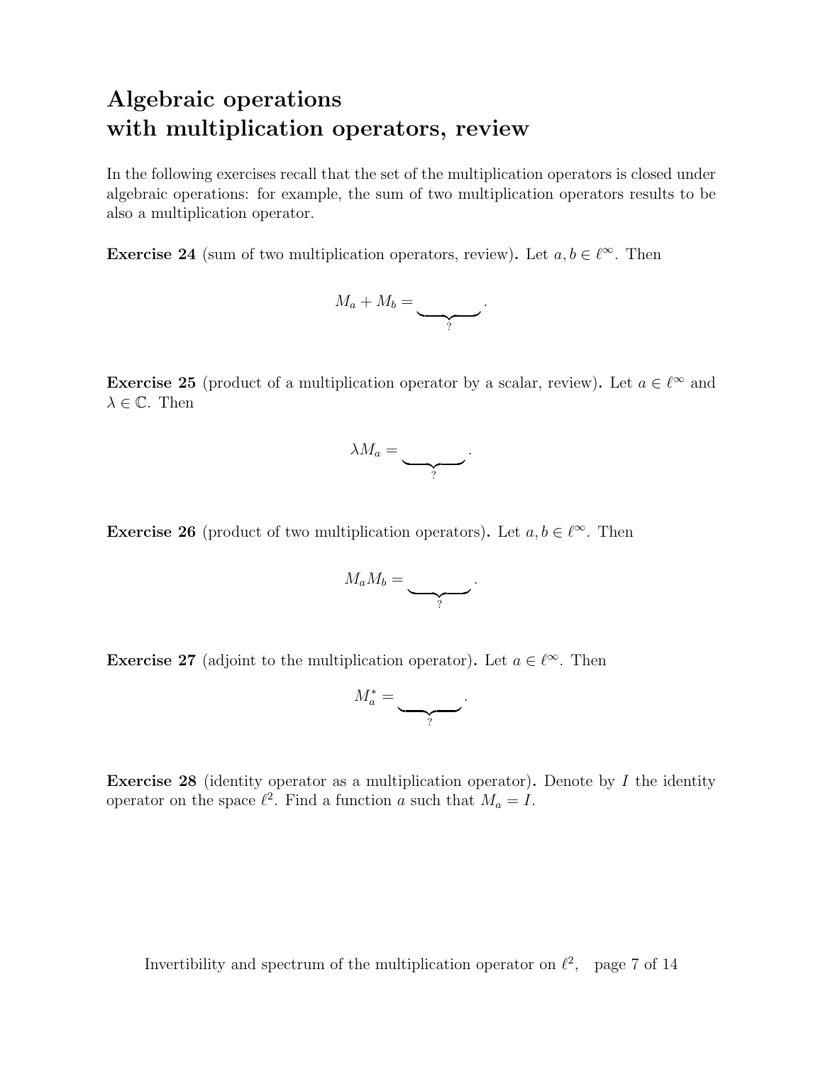# Algebraic operations with multiplication operators, review

In the following exercises recall that the set of the multiplication operators is closed under algebraic operations: for example, the sum of two multiplication operators results to be also a multiplication operator.

**Exercise 24** (sum of two multiplication operators, review)**.** Let $a, b \in \ell^\infty$. Then

$$M_a + M_b = \underbrace{\qquad\qquad}_{?}.$$

**Exercise 25** (product of a multiplication operator by a scalar, review)**.** Let $a \in \ell^\infty$ and $\lambda \in \mathbb{C}$. Then

$$\lambda M_a = \underbrace{\qquad\qquad}_{?}.$$

**Exercise 26** (product of two multiplication operators)**.** Let $a, b \in \ell^\infty$. Then

$$M_a M_b = \underbrace{\qquad\qquad}_{?}.$$

**Exercise 27** (adjoint to the multiplication operator)**.** Let $a \in \ell^\infty$. Then

$$M_a^* = \underbrace{\qquad\qquad}_{?}.$$

**Exercise 28** (identity operator as a multiplication operator)**.** Denote by $I$ the identity operator on the space $\ell^2$. Find a function $a$ such that $M_a = I$.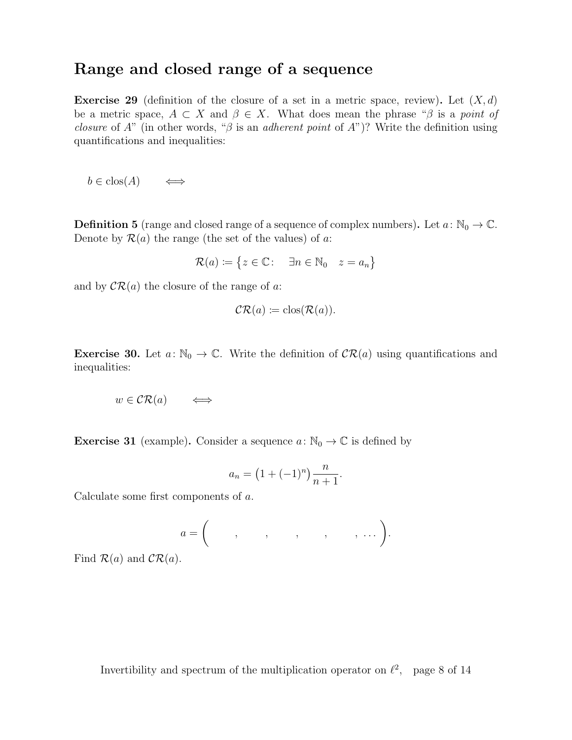## Range and closed range of a sequence

**Exercise 29** (definition of the closure of a set in a metric space, review)**.** Let $(X, d)$ be a metric space, $A \subset X$ and $\beta \in X$. What does mean the phrase "$\beta$ is a *point of closure* of $A$" (in other words, "$\beta$ is an *adherent point* of $A$")? Write the definition using quantifications and inequalities:

$$b \in \operatorname{clos}(A) \qquad \Longleftrightarrow$$

**Definition 5** (range and closed range of a sequence of complex numbers)**.** Let $a\colon \mathbb{N}_0 \to \mathbb{C}$. Denote by $\mathcal{R}(a)$ the range (the set of the values) of $a$:

$$\mathcal{R}(a) := \{z \in \mathbb{C}: \quad \exists n \in \mathbb{N}_0 \quad z = a_n\}$$

and by $\mathcal{CR}(a)$ the closure of the range of $a$:

$$\mathcal{CR}(a) := \operatorname{clos}(\mathcal{R}(a)).$$

**Exercise 30.** Let $a\colon \mathbb{N}_0 \to \mathbb{C}$. Write the definition of $\mathcal{CR}(a)$ using quantifications and inequalities:

$$w \in \mathcal{CR}(a) \qquad \Longleftrightarrow$$

**Exercise 31** (example)**.** Consider a sequence $a\colon \mathbb{N}_0 \to \mathbb{C}$ is defined by

$$a_n = \big(1 + (-1)^n\big)\frac{n}{n+1}.$$

Calculate some first components of $a$.

$$a = \Big( \qquad , \qquad , \qquad , \qquad , \qquad , \ldots \Big).$$

Find $\mathcal{R}(a)$ and $\mathcal{CR}(a)$.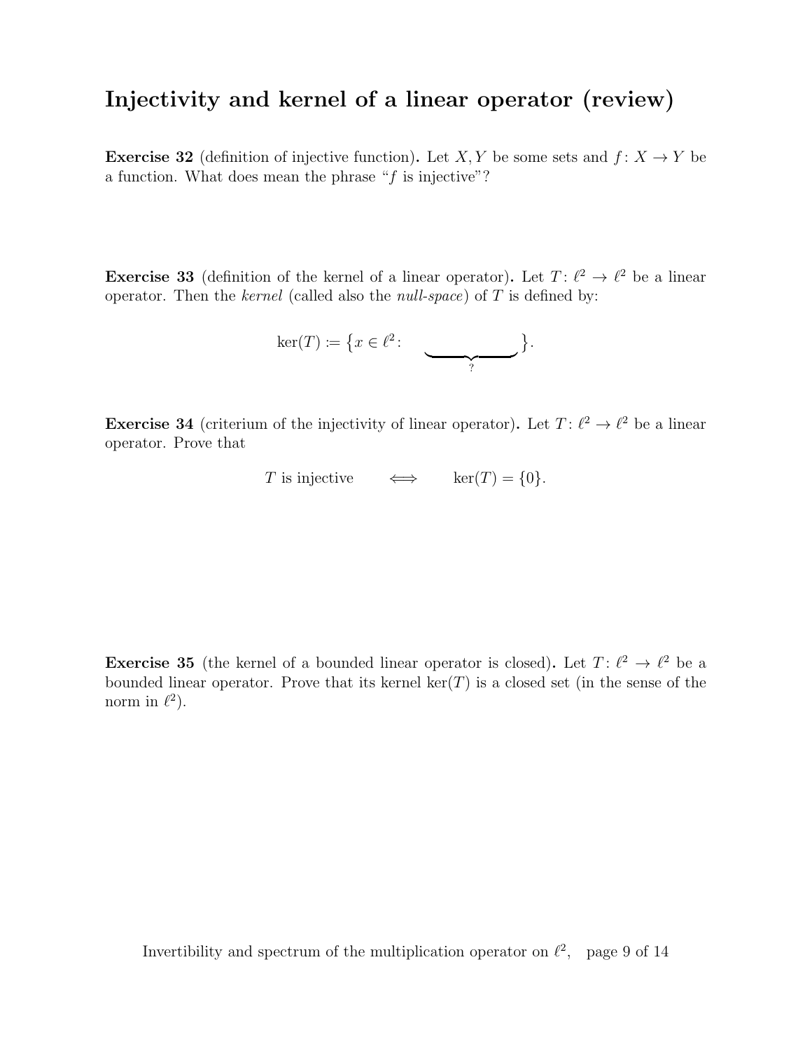# Injectivity and kernel of a linear operator (review)

**Exercise 32** (definition of injective function)**.** Let $X, Y$ be some sets and $f\colon X \to Y$ be a function. What does mean the phrase "$f$ is injective"?

**Exercise 33** (definition of the kernel of a linear operator)**.** Let $T\colon \ell^2 \to \ell^2$ be a linear operator. Then the *kernel* (called also the *null-space*) of $T$ is defined by:

$$\ker(T) := \{x \in \ell^2 \colon \quad \underbrace{\qquad\qquad}_{?} \}.$$

**Exercise 34** (criterium of the injectivity of linear operator)**.** Let $T\colon \ell^2 \to \ell^2$ be a linear operator. Prove that

$$T \text{ is injective} \qquad \Longleftrightarrow \qquad \ker(T) = \{0\}.$$

**Exercise 35** (the kernel of a bounded linear operator is closed)**.** Let $T\colon \ell^2 \to \ell^2$ be a bounded linear operator. Prove that its kernel $\ker(T)$ is a closed set (in the sense of the norm in $\ell^2$).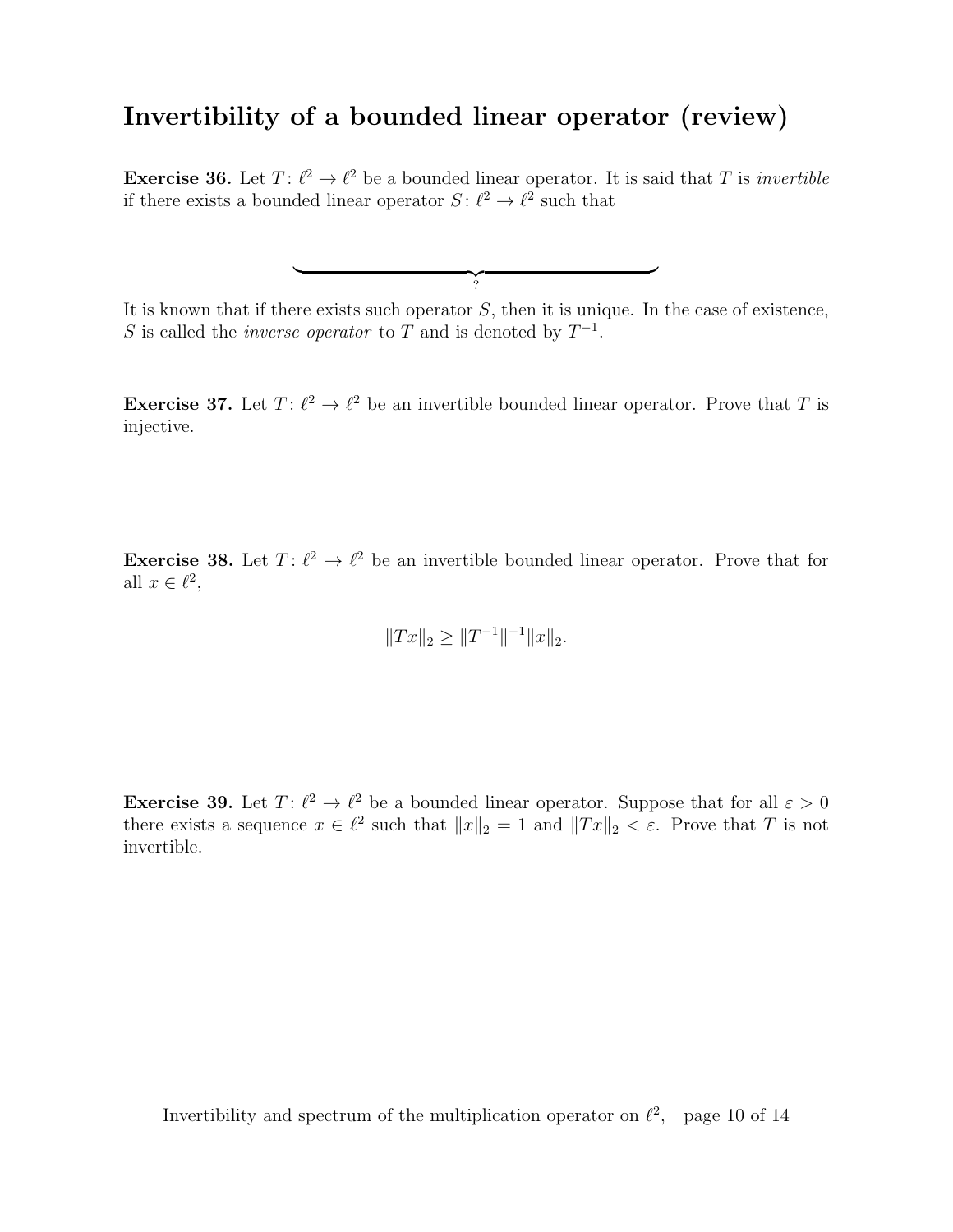## Invertibility of a bounded linear operator (review)

**Exercise 36.** Let $T\colon \ell^2 \to \ell^2$ be a bounded linear operator. It is said that $T$ is *invertible* if there exists a bounded linear operator $S\colon \ell^2 \to \ell^2$ such that

$$\underbrace{\hspace{6cm}}_{?}$$

It is known that if there exists such operator $S$, then it is unique. In the case of existence, $S$ is called the *inverse operator* to $T$ and is denoted by $T^{-1}$.

**Exercise 37.** Let $T\colon \ell^2 \to \ell^2$ be an invertible bounded linear operator. Prove that $T$ is injective.

**Exercise 38.** Let $T\colon \ell^2 \to \ell^2$ be an invertible bounded linear operator. Prove that for all $x \in \ell^2$,

$$\|Tx\|_2 \geq \|T^{-1}\|^{-1}\|x\|_2.$$

**Exercise 39.** Let $T\colon \ell^2 \to \ell^2$ be a bounded linear operator. Suppose that for all $\varepsilon > 0$ there exists a sequence $x \in \ell^2$ such that $\|x\|_2 = 1$ and $\|Tx\|_2 < \varepsilon$. Prove that $T$ is not invertible.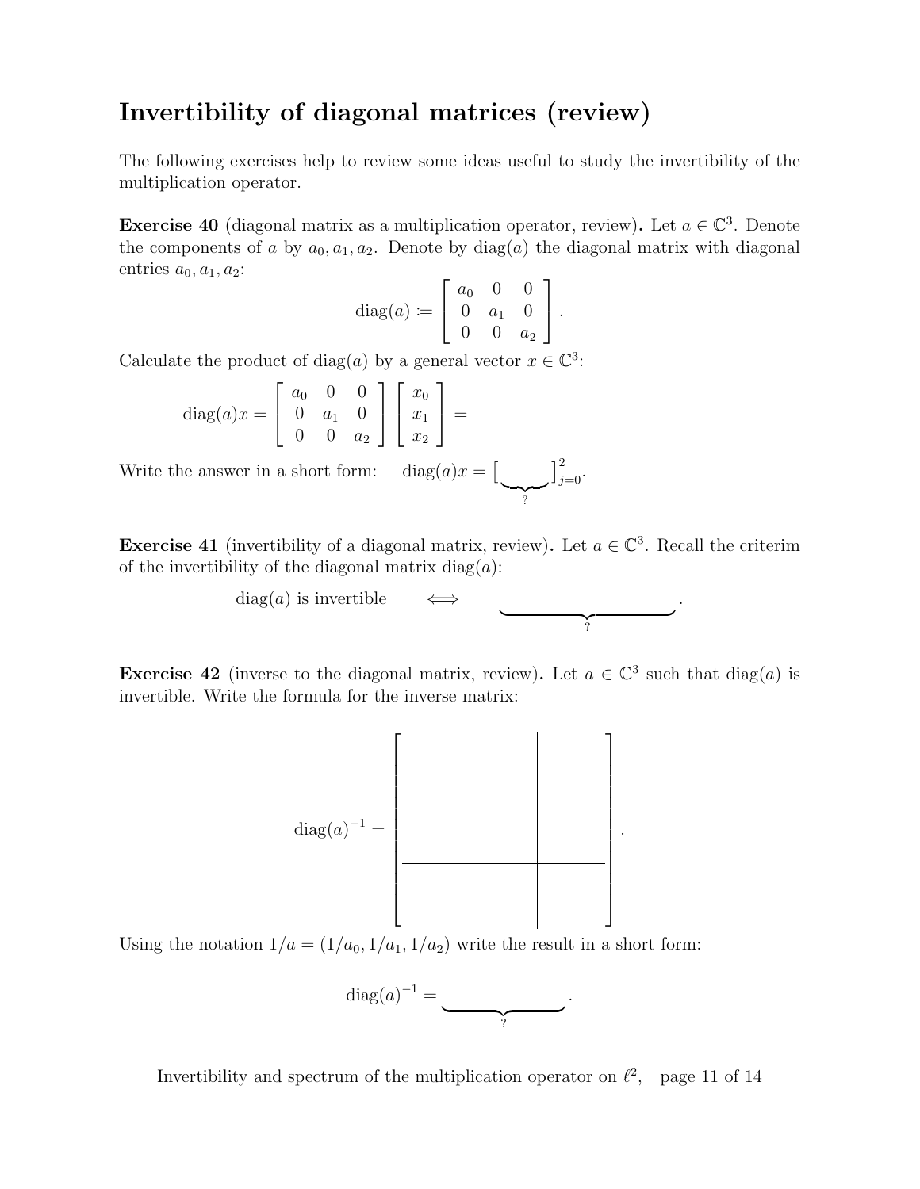# Invertibility of diagonal matrices (review)

The following exercises help to review some ideas useful to study the invertibility of the multiplication operator.

**Exercise 40** (diagonal matrix as a multiplication operator, review)**.** Let $a \in \mathbb{C}^3$. Denote the components of $a$ by $a_0, a_1, a_2$. Denote by $\operatorname{diag}(a)$ the diagonal matrix with diagonal entries $a_0, a_1, a_2$:

$$\operatorname{diag}(a) \coloneqq \begin{bmatrix} a_0 & 0 & 0 \\ 0 & a_1 & 0 \\ 0 & 0 & a_2 \end{bmatrix}.$$

Calculate the product of $\operatorname{diag}(a)$ by a general vector $x \in \mathbb{C}^3$:

$$\operatorname{diag}(a)x = \begin{bmatrix} a_0 & 0 & 0 \\ 0 & a_1 & 0 \\ 0 & 0 & a_2 \end{bmatrix} \begin{bmatrix} x_0 \\ x_1 \\ x_2 \end{bmatrix} =$$

Write the answer in a short form: $\quad \operatorname{diag}(a)x = \big[\underbrace{\qquad}_{?}\big]_{j=0}^{2}.$

**Exercise 41** (invertibility of a diagonal matrix, review)**.** Let $a \in \mathbb{C}^3$. Recall the criterim of the invertibility of the diagonal matrix $\operatorname{diag}(a)$:

$$\operatorname{diag}(a) \text{ is invertible} \qquad \Longleftrightarrow \qquad \underbrace{\qquad\qquad\qquad\qquad}_{?}.$$

**Exercise 42** (inverse to the diagonal matrix, review)**.** Let $a \in \mathbb{C}^3$ such that $\operatorname{diag}(a)$ is invertible. Write the formula for the inverse matrix:

$$\operatorname{diag}(a)^{-1} = \begin{bmatrix} \quad & \quad & \quad \\ \quad & \quad & \quad \\ \quad & \quad & \quad \end{bmatrix}.$$

Using the notation $1/a = (1/a_0, 1/a_1, 1/a_2)$ write the result in a short form:

$$\operatorname{diag}(a)^{-1} = \underbrace{\qquad\qquad\qquad}_{?}.$$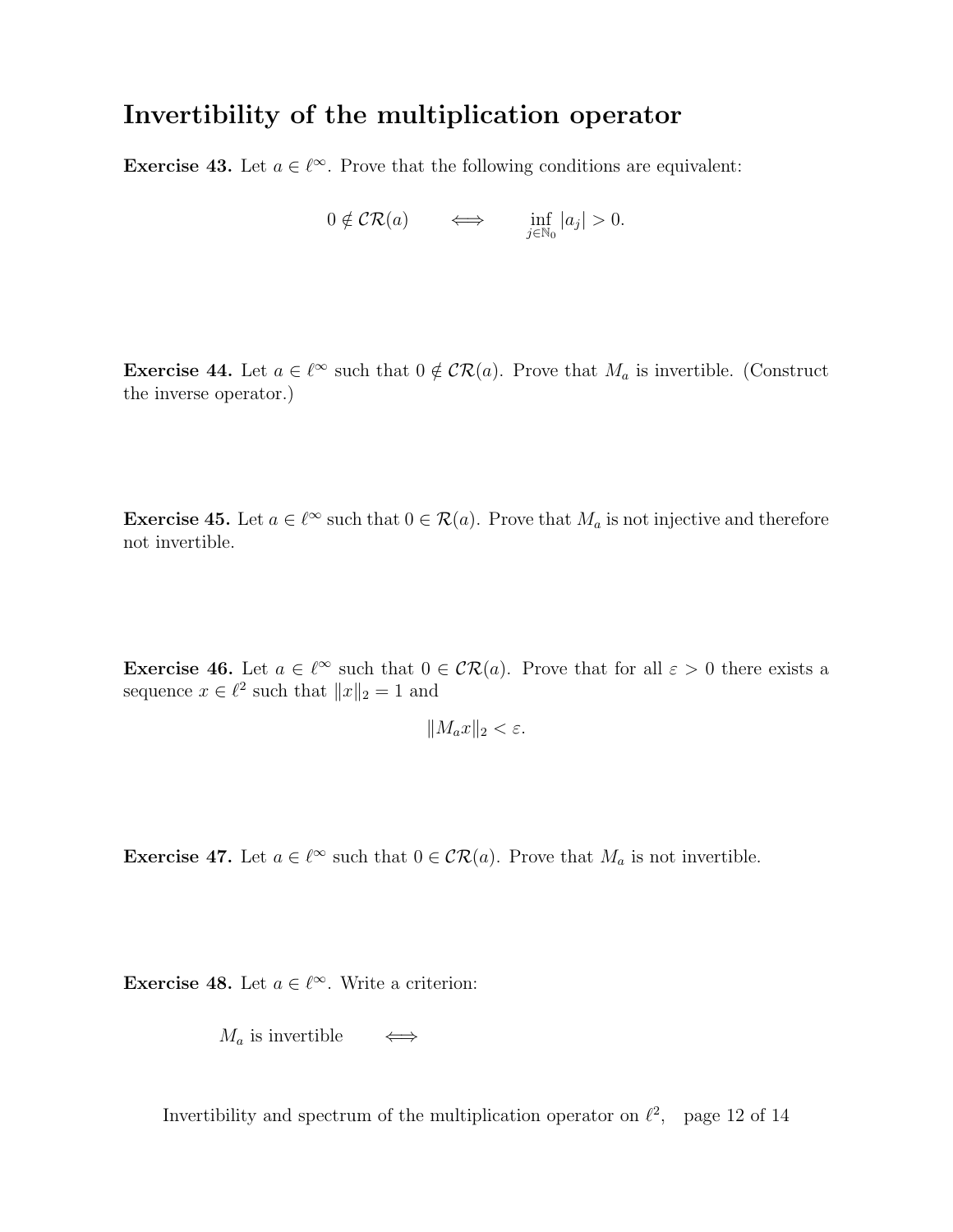## Invertibility of the multiplication operator

**Exercise 43.** Let $a \in \ell^\infty$. Prove that the following conditions are equivalent:

$$0 \notin \mathcal{CR}(a) \qquad \Longleftrightarrow \qquad \inf_{j \in \mathbb{N}_0} |a_j| > 0.$$

**Exercise 44.** Let $a \in \ell^\infty$ such that $0 \notin \mathcal{CR}(a)$. Prove that $M_a$ is invertible. (Construct the inverse operator.)

**Exercise 45.** Let $a \in \ell^\infty$ such that $0 \in \mathcal{R}(a)$. Prove that $M_a$ is not injective and therefore not invertible.

**Exercise 46.** Let $a \in \ell^\infty$ such that $0 \in \mathcal{CR}(a)$. Prove that for all $\varepsilon > 0$ there exists a sequence $x \in \ell^2$ such that $\|x\|_2 = 1$ and

$$\|M_a x\|_2 < \varepsilon.$$

**Exercise 47.** Let $a \in \ell^\infty$ such that $0 \in \mathcal{CR}(a)$. Prove that $M_a$ is not invertible.

**Exercise 48.** Let $a \in \ell^\infty$. Write a criterion:

$$M_a \text{ is invertible} \qquad \Longleftrightarrow$$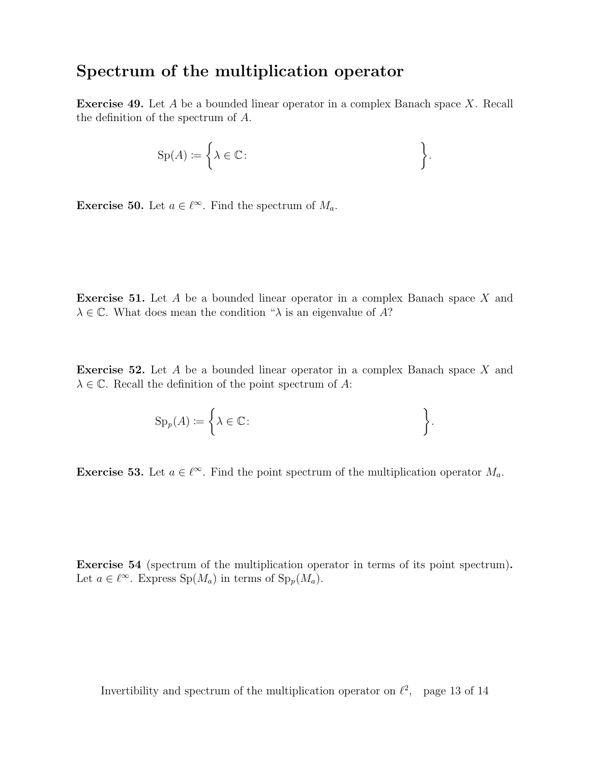## Spectrum of the multiplication operator

**Exercise 49.** Let $A$ be a bounded linear operator in a complex Banach space $X$. Recall the definition of the spectrum of $A$.

$$\mathrm{Sp}(A) := \Big\{ \lambda \in \mathbb{C} \colon \qquad\qquad\qquad\qquad\qquad\qquad \Big\}.$$

**Exercise 50.** Let $a \in \ell^\infty$. Find the spectrum of $M_a$.

**Exercise 51.** Let $A$ be a bounded linear operator in a complex Banach space $X$ and $\lambda \in \mathbb{C}$. What does mean the condition "$\lambda$ is an eigenvalue of $A$?

**Exercise 52.** Let $A$ be a bounded linear operator in a complex Banach space $X$ and $\lambda \in \mathbb{C}$. Recall the definition of the point spectrum of $A$:

$$\mathrm{Sp}_p(A) := \Big\{ \lambda \in \mathbb{C} \colon \qquad\qquad\qquad\qquad\qquad\qquad \Big\}.$$

**Exercise 53.** Let $a \in \ell^\infty$. Find the point spectrum of the multiplication operator $M_a$.

**Exercise 54** (spectrum of the multiplication operator in terms of its point spectrum)**.** Let $a \in \ell^\infty$. Express $\mathrm{Sp}(M_a)$ in terms of $\mathrm{Sp}_p(M_a)$.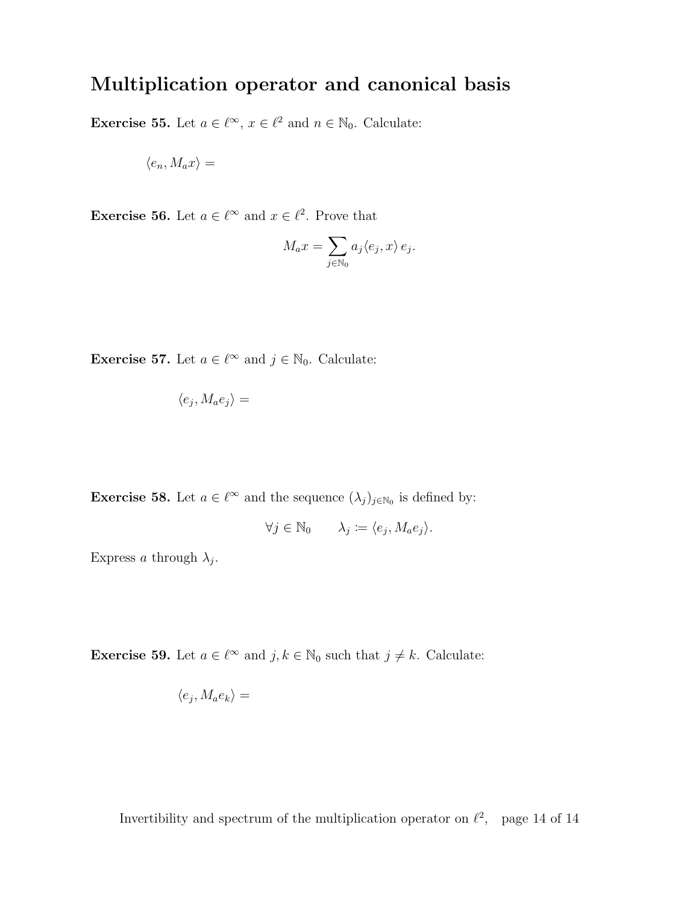## Multiplication operator and canonical basis

**Exercise 55.** Let $a \in \ell^\infty$, $x \in \ell^2$ and $n \in \mathbb{N}_0$. Calculate:

$\langle e_n, M_a x \rangle =$

**Exercise 56.** Let $a \in \ell^\infty$ and $x \in \ell^2$. Prove that

$$M_a x = \sum_{j \in \mathbb{N}_0} a_j \langle e_j, x \rangle \, e_j.$$

**Exercise 57.** Let $a \in \ell^\infty$ and $j \in \mathbb{N}_0$. Calculate:

$\langle e_j, M_a e_j \rangle =$

**Exercise 58.** Let $a \in \ell^\infty$ and the sequence $(\lambda_j)_{j \in \mathbb{N}_0}$ is defined by:

$$\forall j \in \mathbb{N}_0 \qquad \lambda_j := \langle e_j, M_a e_j \rangle.$$

Express $a$ through $\lambda_j$.

**Exercise 59.** Let $a \in \ell^\infty$ and $j, k \in \mathbb{N}_0$ such that $j \neq k$. Calculate:

$\langle e_j, M_a e_k \rangle =$